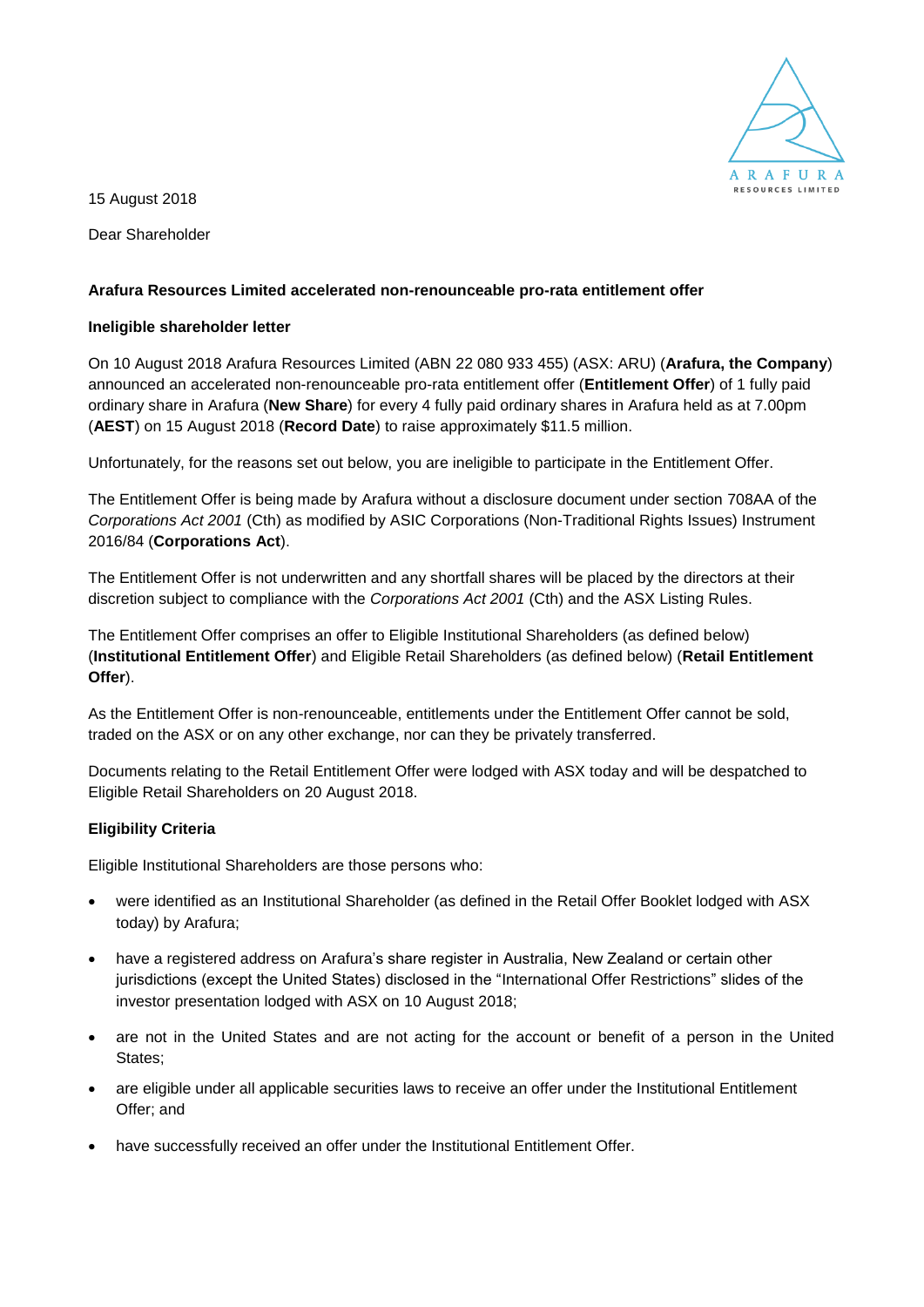15 August 2018

Dear Shareholder

**Arafura Resources Limited accelerated non-renounceable pro-rata entitlement offer**

**Ineligible shareholder letter**

On 10 August 2018 Arafura Resources Limited (ABN 22 080 933 455) (ASX: ARU) (**Arafura, the Company**) announced an accelerated non-renounceable pro-rata entitlement offer (**Entitlement Offer**) of 1 fully paid ordinary share in Arafura (**New Share**) for every 4 fully paid ordinary shares in Arafura held as at 7.00pm (**AEST**) on 15 August 2018 (**Record Date**) to raise approximately $11.5 million.

Unfortunately, for the reasons set out below, you are ineligible to participate in the Entitlement Offer.

The Entitlement Offer is being made by Arafura without a disclosure document under section 708AA of the *Corporations Act 2001* (Cth) as modified by ASIC Corporations (Non-Traditional Rights Issues) Instrument 2016/84 (**Corporations Act**).

The Entitlement Offer is not underwritten and any shortfall shares will be placed by the directors at their discretion subject to compliance with the *Corporations Act 2001* (Cth) and the ASX Listing Rules.

The Entitlement Offer comprises an offer to Eligible Institutional Shareholders (as defined below) (**Institutional Entitlement Offer**) and Eligible Retail Shareholders (as defined below) (**Retail Entitlement Offer**).

As the Entitlement Offer is non-renounceable, entitlements under the Entitlement Offer cannot be sold, traded on the ASX or on any other exchange, nor can they be privately transferred.

Documents relating to the Retail Entitlement Offer were lodged with ASX today and will be despatched to Eligible Retail Shareholders on 20 August 2018.

**Eligibility Criteria**

Eligible Institutional Shareholders are those persons who:

- were identified as an Institutional Shareholder (as defined in the Retail Offer Booklet lodged with ASX today) by Arafura;
- have a registered address on Arafura's share register in Australia, New Zealand or certain other jurisdictions (except the United States) disclosed in the "International Offer Restrictions" slides of the investor presentation lodged with ASX on 10 August 2018;
- are not in the United States and are not acting for the account or benefit of a person in the United States;
- are eligible under all applicable securities laws to receive an offer under the Institutional Entitlement Offer; and
- have successfully received an offer under the Institutional Entitlement Offer.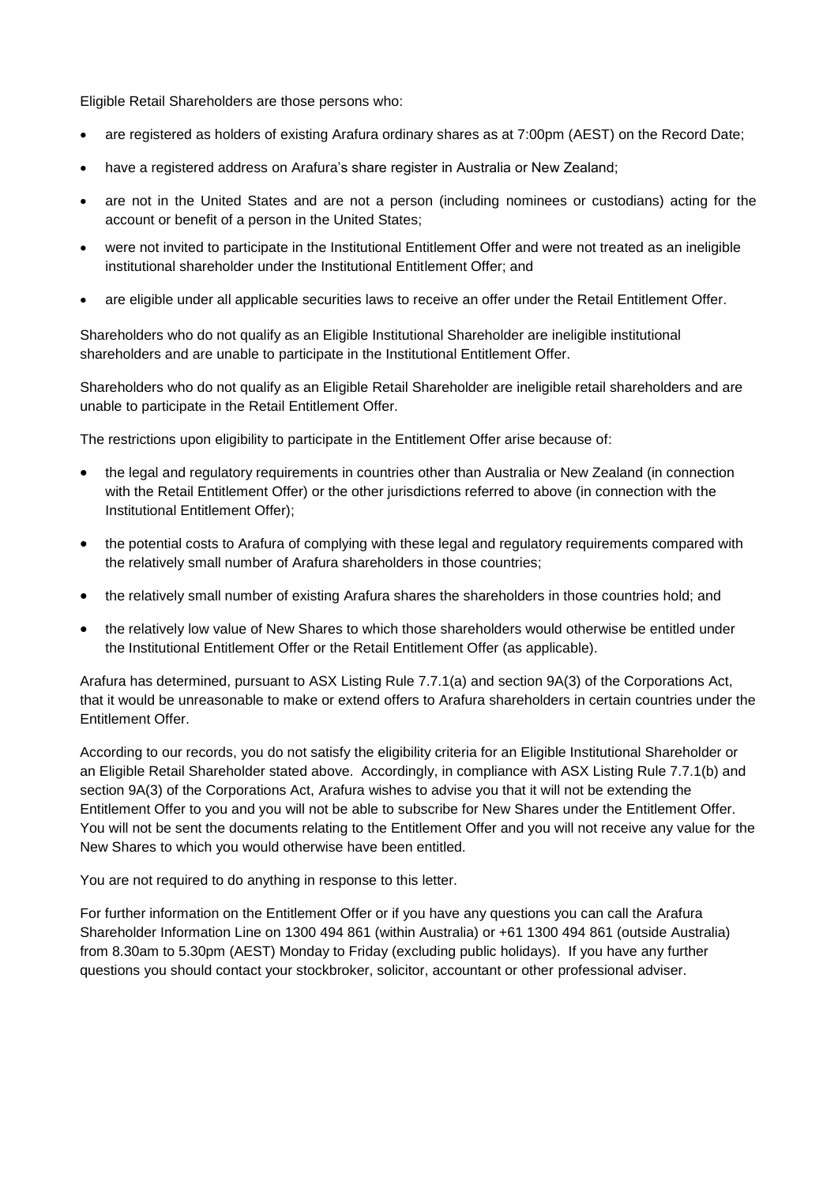Eligible Retail Shareholders are those persons who:

- are registered as holders of existing Arafura ordinary shares as at 7:00pm (AEST) on the Record Date;
- have a registered address on Arafura's share register in Australia or New Zealand;
- are not in the United States and are not a person (including nominees or custodians) acting for the account or benefit of a person in the United States;
- were not invited to participate in the Institutional Entitlement Offer and were not treated as an ineligible institutional shareholder under the Institutional Entitlement Offer; and
- are eligible under all applicable securities laws to receive an offer under the Retail Entitlement Offer.

Shareholders who do not qualify as an Eligible Institutional Shareholder are ineligible institutional shareholders and are unable to participate in the Institutional Entitlement Offer.

Shareholders who do not qualify as an Eligible Retail Shareholder are ineligible retail shareholders and are unable to participate in the Retail Entitlement Offer.

The restrictions upon eligibility to participate in the Entitlement Offer arise because of:

- the legal and regulatory requirements in countries other than Australia or New Zealand (in connection with the Retail Entitlement Offer) or the other jurisdictions referred to above (in connection with the Institutional Entitlement Offer);
- the potential costs to Arafura of complying with these legal and regulatory requirements compared with the relatively small number of Arafura shareholders in those countries;
- the relatively small number of existing Arafura shares the shareholders in those countries hold; and
- the relatively low value of New Shares to which those shareholders would otherwise be entitled under the Institutional Entitlement Offer or the Retail Entitlement Offer (as applicable).

Arafura has determined, pursuant to ASX Listing Rule 7.7.1(a) and section 9A(3) of the Corporations Act, that it would be unreasonable to make or extend offers to Arafura shareholders in certain countries under the Entitlement Offer.

According to our records, you do not satisfy the eligibility criteria for an Eligible Institutional Shareholder or an Eligible Retail Shareholder stated above. Accordingly, in compliance with ASX Listing Rule 7.7.1(b) and section 9A(3) of the Corporations Act, Arafura wishes to advise you that it will not be extending the Entitlement Offer to you and you will not be able to subscribe for New Shares under the Entitlement Offer. You will not be sent the documents relating to the Entitlement Offer and you will not receive any value for the New Shares to which you would otherwise have been entitled.

You are not required to do anything in response to this letter.

For further information on the Entitlement Offer or if you have any questions you can call the Arafura Shareholder Information Line on 1300 494 861 (within Australia) or +61 1300 494 861 (outside Australia) from 8.30am to 5.30pm (AEST) Monday to Friday (excluding public holidays). If you have any further questions you should contact your stockbroker, solicitor, accountant or other professional adviser.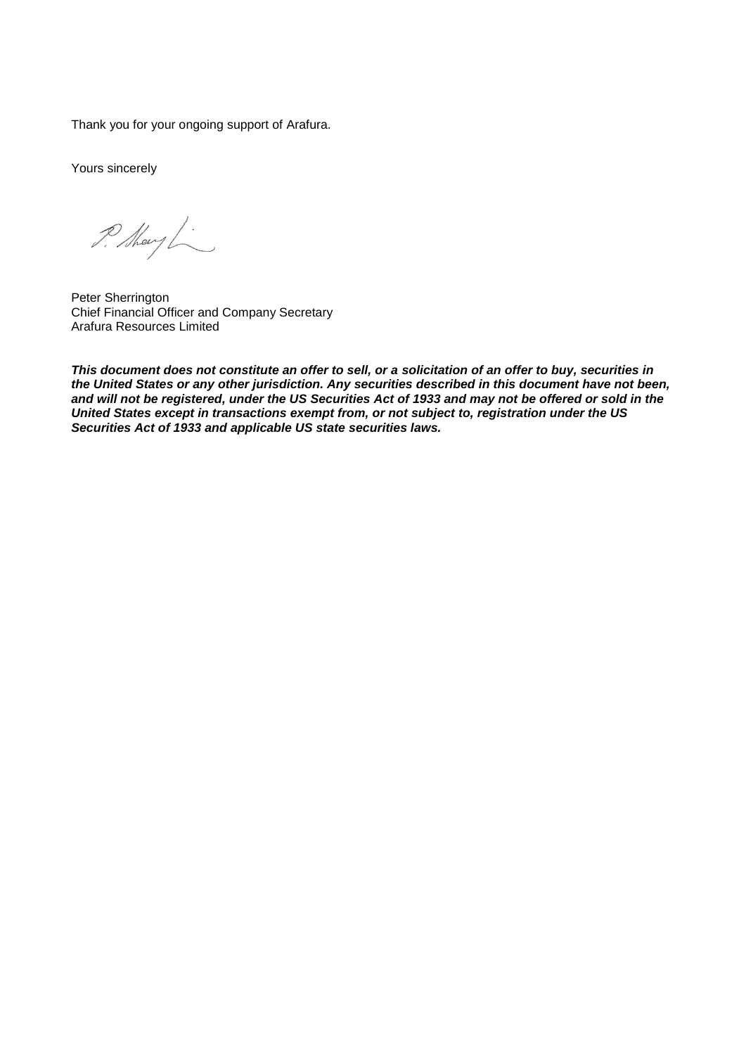Thank you for your ongoing support of Arafura.

Yours sincerely

Peter Sherrington
Chief Financial Officer and Company Secretary
Arafura Resources Limited

***This document does not constitute an offer to sell, or a solicitation of an offer to buy, securities in the United States or any other jurisdiction. Any securities described in this document have not been, and will not be registered, under the US Securities Act of 1933 and may not be offered or sold in the United States except in transactions exempt from, or not subject to, registration under the US Securities Act of 1933 and applicable US state securities laws.***